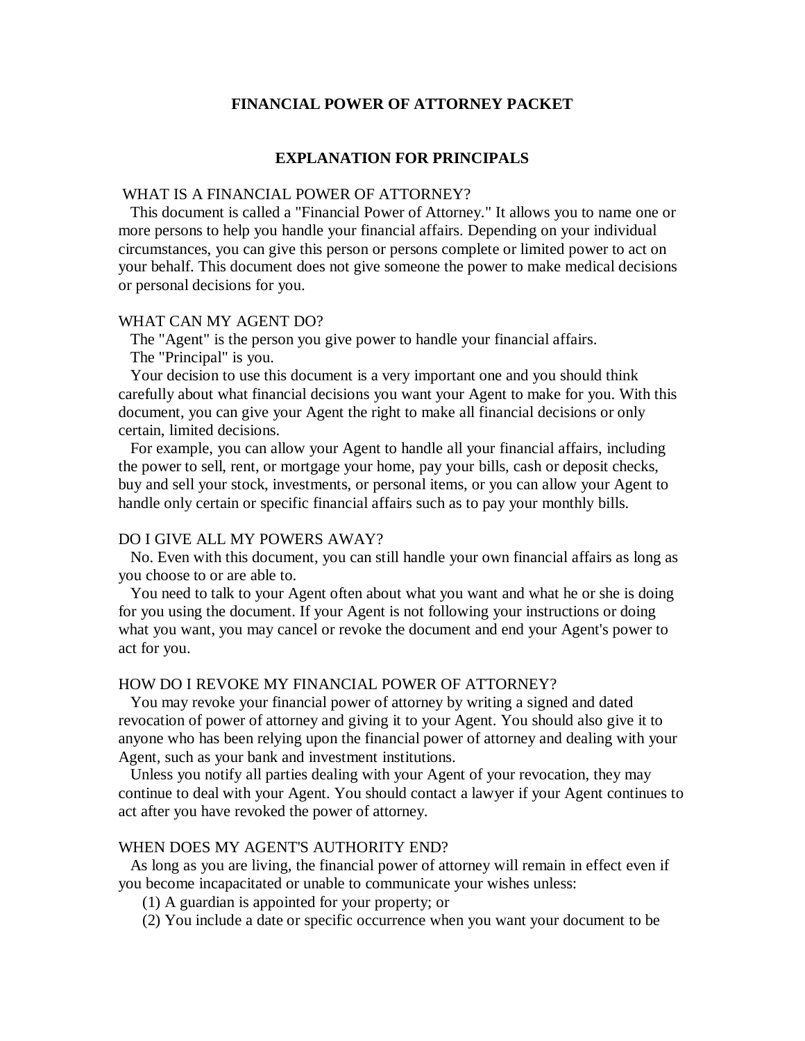# FINANCIAL POWER OF ATTORNEY PACKET

## EXPLANATION FOR PRINCIPALS

### WHAT IS A FINANCIAL POWER OF ATTORNEY?

This document is called a "Financial Power of Attorney." It allows you to name one or more persons to help you handle your financial affairs. Depending on your individual circumstances, you can give this person or persons complete or limited power to act on your behalf. This document does not give someone the power to make medical decisions or personal decisions for you.

### WHAT CAN MY AGENT DO?

The "Agent" is the person you give power to handle your financial affairs.

The "Principal" is you.

Your decision to use this document is a very important one and you should think carefully about what financial decisions you want your Agent to make for you. With this document, you can give your Agent the right to make all financial decisions or only certain, limited decisions.

For example, you can allow your Agent to handle all your financial affairs, including the power to sell, rent, or mortgage your home, pay your bills, cash or deposit checks, buy and sell your stock, investments, or personal items, or you can allow your Agent to handle only certain or specific financial affairs such as to pay your monthly bills.

### DO I GIVE ALL MY POWERS AWAY?

No. Even with this document, you can still handle your own financial affairs as long as you choose to or are able to.

You need to talk to your Agent often about what you want and what he or she is doing for you using the document. If your Agent is not following your instructions or doing what you want, you may cancel or revoke the document and end your Agent's power to act for you.

### HOW DO I REVOKE MY FINANCIAL POWER OF ATTORNEY?

You may revoke your financial power of attorney by writing a signed and dated revocation of power of attorney and giving it to your Agent. You should also give it to anyone who has been relying upon the financial power of attorney and dealing with your Agent, such as your bank and investment institutions.

Unless you notify all parties dealing with your Agent of your revocation, they may continue to deal with your Agent. You should contact a lawyer if your Agent continues to act after you have revoked the power of attorney.

### WHEN DOES MY AGENT'S AUTHORITY END?

As long as you are living, the financial power of attorney will remain in effect even if you become incapacitated or unable to communicate your wishes unless:

(1) A guardian is appointed for your property; or

(2) You include a date or specific occurrence when you want your document to be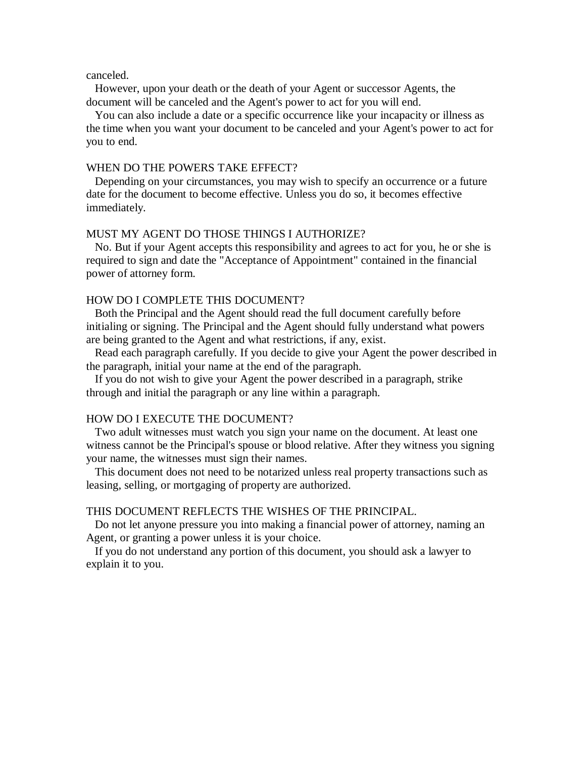canceled.

However, upon your death or the death of your Agent or successor Agents, the document will be canceled and the Agent's power to act for you will end.

You can also include a date or a specific occurrence like your incapacity or illness as the time when you want your document to be canceled and your Agent's power to act for you to end.

## WHEN DO THE POWERS TAKE EFFECT?

Depending on your circumstances, you may wish to specify an occurrence or a future date for the document to become effective. Unless you do so, it becomes effective immediately.

## MUST MY AGENT DO THOSE THINGS I AUTHORIZE?

No. But if your Agent accepts this responsibility and agrees to act for you, he or she is required to sign and date the "Acceptance of Appointment" contained in the financial power of attorney form.

## HOW DO I COMPLETE THIS DOCUMENT?

Both the Principal and the Agent should read the full document carefully before initialing or signing. The Principal and the Agent should fully understand what powers are being granted to the Agent and what restrictions, if any, exist.

Read each paragraph carefully. If you decide to give your Agent the power described in the paragraph, initial your name at the end of the paragraph.

If you do not wish to give your Agent the power described in a paragraph, strike through and initial the paragraph or any line within a paragraph.

## HOW DO I EXECUTE THE DOCUMENT?

Two adult witnesses must watch you sign your name on the document. At least one witness cannot be the Principal's spouse or blood relative. After they witness you signing your name, the witnesses must sign their names.

This document does not need to be notarized unless real property transactions such as leasing, selling, or mortgaging of property are authorized.

## THIS DOCUMENT REFLECTS THE WISHES OF THE PRINCIPAL.

Do not let anyone pressure you into making a financial power of attorney, naming an Agent, or granting a power unless it is your choice.

If you do not understand any portion of this document, you should ask a lawyer to explain it to you.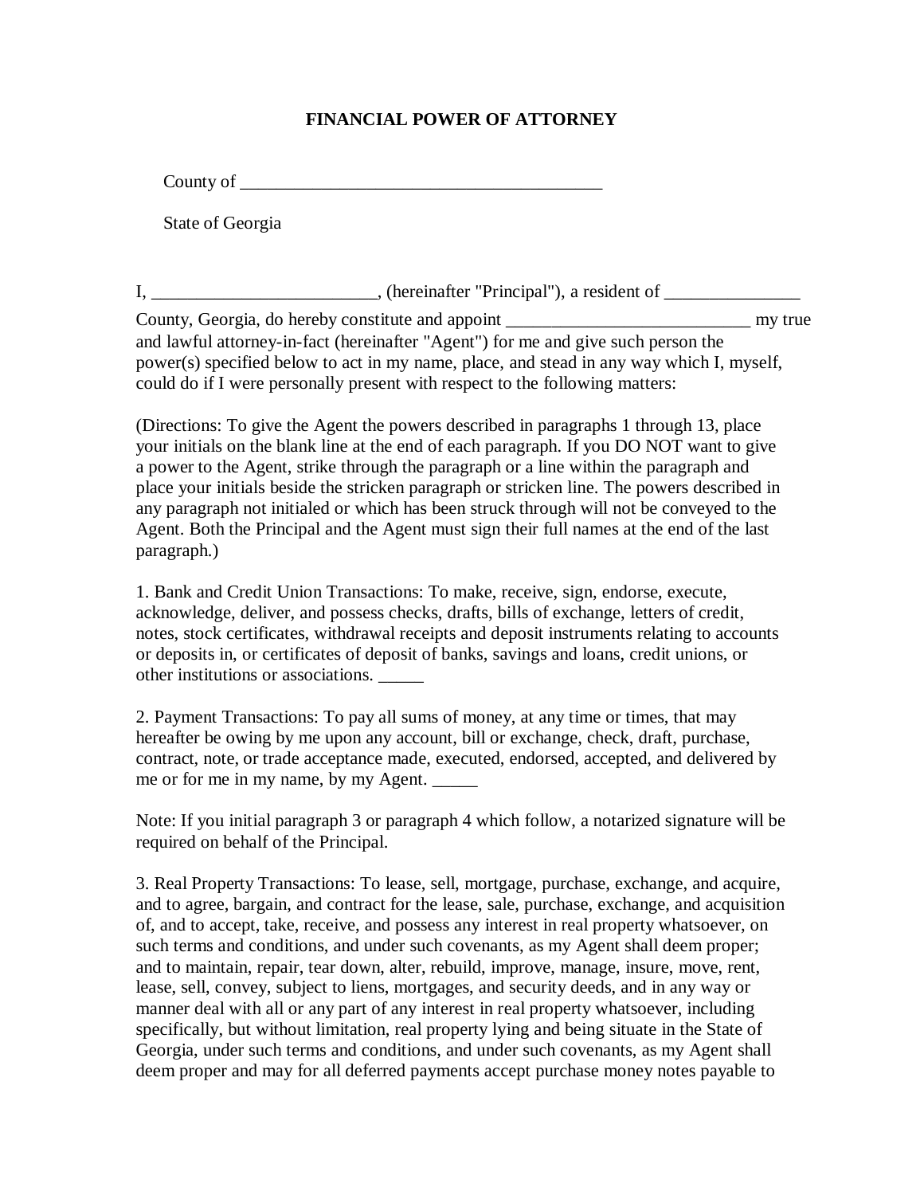# FINANCIAL POWER OF ATTORNEY

County of ________________________________________

State of Georgia

I, _________________________, (hereinafter "Principal"), a resident of _______________ County, Georgia, do hereby constitute and appoint ___________________________ my true and lawful attorney-in-fact (hereinafter "Agent") for me and give such person the power(s) specified below to act in my name, place, and stead in any way which I, myself, could do if I were personally present with respect to the following matters:

(Directions: To give the Agent the powers described in paragraphs 1 through 13, place your initials on the blank line at the end of each paragraph. If you DO NOT want to give a power to the Agent, strike through the paragraph or a line within the paragraph and place your initials beside the stricken paragraph or stricken line. The powers described in any paragraph not initialed or which has been struck through will not be conveyed to the Agent. Both the Principal and the Agent must sign their full names at the end of the last paragraph.)

1. Bank and Credit Union Transactions: To make, receive, sign, endorse, execute, acknowledge, deliver, and possess checks, drafts, bills of exchange, letters of credit, notes, stock certificates, withdrawal receipts and deposit instruments relating to accounts or deposits in, or certificates of deposit of banks, savings and loans, credit unions, or other institutions or associations. _____

2. Payment Transactions: To pay all sums of money, at any time or times, that may hereafter be owing by me upon any account, bill or exchange, check, draft, purchase, contract, note, or trade acceptance made, executed, endorsed, accepted, and delivered by me or for me in my name, by my Agent. _____

Note: If you initial paragraph 3 or paragraph 4 which follow, a notarized signature will be required on behalf of the Principal.

3. Real Property Transactions: To lease, sell, mortgage, purchase, exchange, and acquire, and to agree, bargain, and contract for the lease, sale, purchase, exchange, and acquisition of, and to accept, take, receive, and possess any interest in real property whatsoever, on such terms and conditions, and under such covenants, as my Agent shall deem proper; and to maintain, repair, tear down, alter, rebuild, improve, manage, insure, move, rent, lease, sell, convey, subject to liens, mortgages, and security deeds, and in any way or manner deal with all or any part of any interest in real property whatsoever, including specifically, but without limitation, real property lying and being situate in the State of Georgia, under such terms and conditions, and under such covenants, as my Agent shall deem proper and may for all deferred payments accept purchase money notes payable to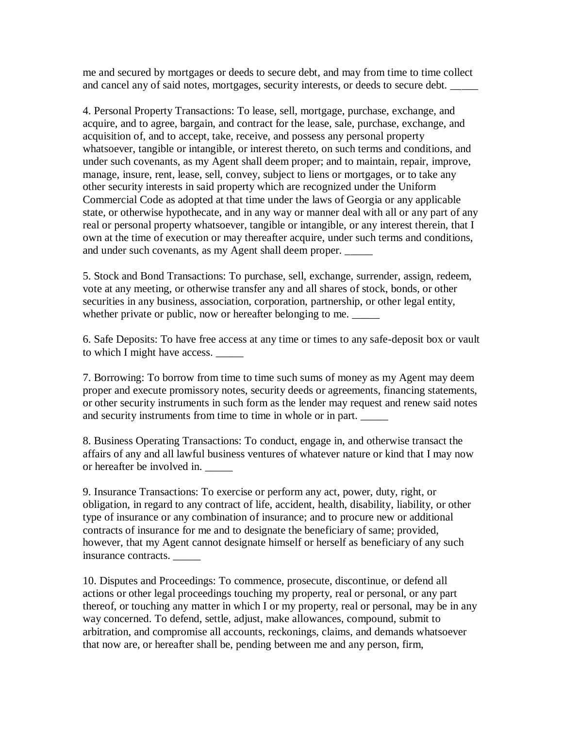me and secured by mortgages or deeds to secure debt, and may from time to time collect and cancel any of said notes, mortgages, security interests, or deeds to secure debt. _____

4. Personal Property Transactions: To lease, sell, mortgage, purchase, exchange, and acquire, and to agree, bargain, and contract for the lease, sale, purchase, exchange, and acquisition of, and to accept, take, receive, and possess any personal property whatsoever, tangible or intangible, or interest thereto, on such terms and conditions, and under such covenants, as my Agent shall deem proper; and to maintain, repair, improve, manage, insure, rent, lease, sell, convey, subject to liens or mortgages, or to take any other security interests in said property which are recognized under the Uniform Commercial Code as adopted at that time under the laws of Georgia or any applicable state, or otherwise hypothecate, and in any way or manner deal with all or any part of any real or personal property whatsoever, tangible or intangible, or any interest therein, that I own at the time of execution or may thereafter acquire, under such terms and conditions, and under such covenants, as my Agent shall deem proper. _____

5. Stock and Bond Transactions: To purchase, sell, exchange, surrender, assign, redeem, vote at any meeting, or otherwise transfer any and all shares of stock, bonds, or other securities in any business, association, corporation, partnership, or other legal entity, whether private or public, now or hereafter belonging to me. _____

6. Safe Deposits: To have free access at any time or times to any safe-deposit box or vault to which I might have access. _____

7. Borrowing: To borrow from time to time such sums of money as my Agent may deem proper and execute promissory notes, security deeds or agreements, financing statements, or other security instruments in such form as the lender may request and renew said notes and security instruments from time to time in whole or in part. _____

8. Business Operating Transactions: To conduct, engage in, and otherwise transact the affairs of any and all lawful business ventures of whatever nature or kind that I may now or hereafter be involved in. _____

9. Insurance Transactions: To exercise or perform any act, power, duty, right, or obligation, in regard to any contract of life, accident, health, disability, liability, or other type of insurance or any combination of insurance; and to procure new or additional contracts of insurance for me and to designate the beneficiary of same; provided, however, that my Agent cannot designate himself or herself as beneficiary of any such insurance contracts. _____

10. Disputes and Proceedings: To commence, prosecute, discontinue, or defend all actions or other legal proceedings touching my property, real or personal, or any part thereof, or touching any matter in which I or my property, real or personal, may be in any way concerned. To defend, settle, adjust, make allowances, compound, submit to arbitration, and compromise all accounts, reckonings, claims, and demands whatsoever that now are, or hereafter shall be, pending between me and any person, firm,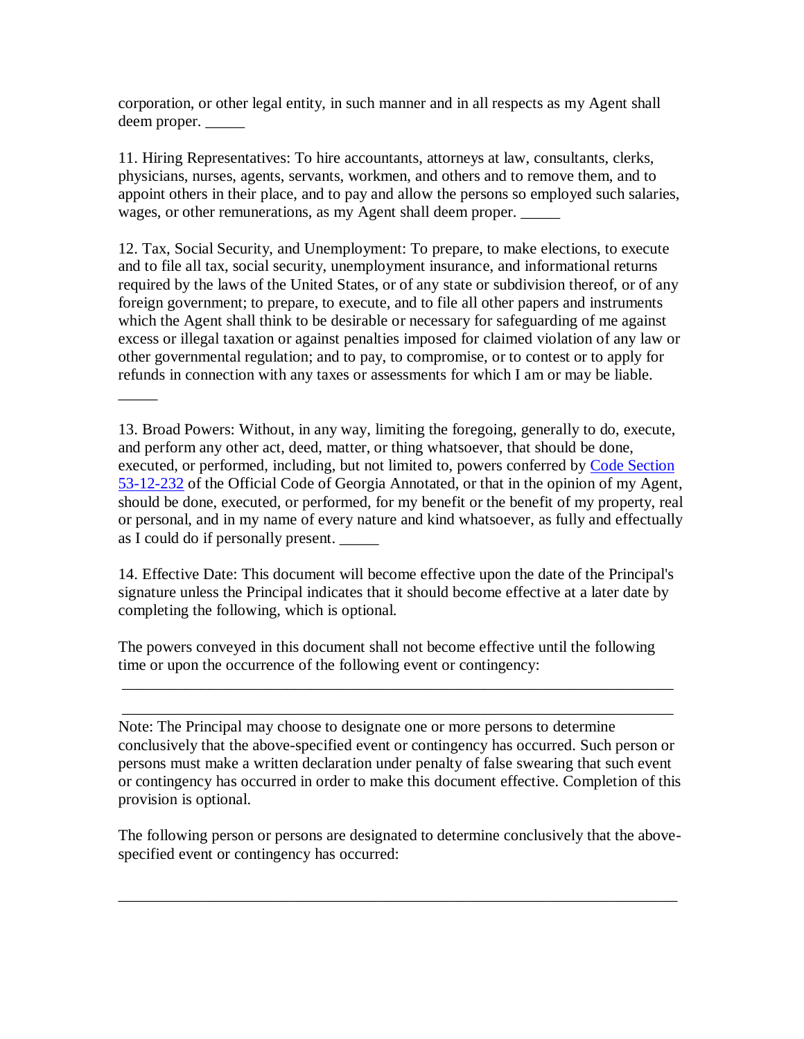corporation, or other legal entity, in such manner and in all respects as my Agent shall deem proper. _____

11. Hiring Representatives: To hire accountants, attorneys at law, consultants, clerks, physicians, nurses, agents, servants, workmen, and others and to remove them, and to appoint others in their place, and to pay and allow the persons so employed such salaries, wages, or other remunerations, as my Agent shall deem proper. _____

12. Tax, Social Security, and Unemployment: To prepare, to make elections, to execute and to file all tax, social security, unemployment insurance, and informational returns required by the laws of the United States, or of any state or subdivision thereof, or of any foreign government; to prepare, to execute, and to file all other papers and instruments which the Agent shall think to be desirable or necessary for safeguarding of me against excess or illegal taxation or against penalties imposed for claimed violation of any law or other governmental regulation; and to pay, to compromise, or to contest or to apply for refunds in connection with any taxes or assessments for which I am or may be liable. _____

13. Broad Powers: Without, in any way, limiting the foregoing, generally to do, execute, and perform any other act, deed, matter, or thing whatsoever, that should be done, executed, or performed, including, but not limited to, powers conferred by Code Section 53-12-232 of the Official Code of Georgia Annotated, or that in the opinion of my Agent, should be done, executed, or performed, for my benefit or the benefit of my property, real or personal, and in my name of every nature and kind whatsoever, as fully and effectually as I could do if personally present. _____

14. Effective Date: This document will become effective upon the date of the Principal's signature unless the Principal indicates that it should become effective at a later date by completing the following, which is optional.

The powers conveyed in this document shall not become effective until the following time or upon the occurrence of the following event or contingency:

________________________________________________________________________

________________________________________________________________________

Note: The Principal may choose to designate one or more persons to determine conclusively that the above-specified event or contingency has occurred. Such person or persons must make a written declaration under penalty of false swearing that such event or contingency has occurred in order to make this document effective. Completion of this provision is optional.

The following person or persons are designated to determine conclusively that the above-specified event or contingency has occurred:

________________________________________________________________________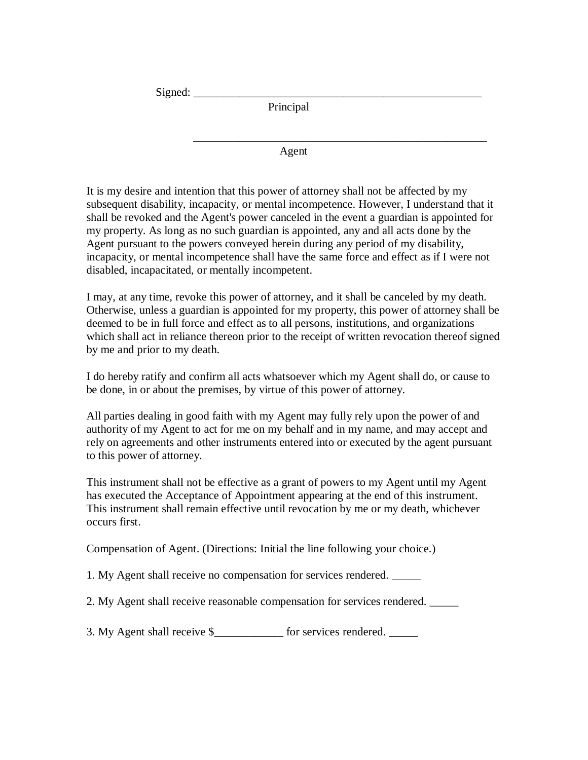Signed: ____________________________________________________
Principal

____________________________________________________
Agent

It is my desire and intention that this power of attorney shall not be affected by my subsequent disability, incapacity, or mental incompetence. However, I understand that it shall be revoked and the Agent's power canceled in the event a guardian is appointed for my property. As long as no such guardian is appointed, any and all acts done by the Agent pursuant to the powers conveyed herein during any period of my disability, incapacity, or mental incompetence shall have the same force and effect as if I were not disabled, incapacitated, or mentally incompetent.

I may, at any time, revoke this power of attorney, and it shall be canceled by my death. Otherwise, unless a guardian is appointed for my property, this power of attorney shall be deemed to be in full force and effect as to all persons, institutions, and organizations which shall act in reliance thereon prior to the receipt of written revocation thereof signed by me and prior to my death.

I do hereby ratify and confirm all acts whatsoever which my Agent shall do, or cause to be done, in or about the premises, by virtue of this power of attorney.

All parties dealing in good faith with my Agent may fully rely upon the power of and authority of my Agent to act for me on my behalf and in my name, and may accept and rely on agreements and other instruments entered into or executed by the agent pursuant to this power of attorney.

This instrument shall not be effective as a grant of powers to my Agent until my Agent has executed the Acceptance of Appointment appearing at the end of this instrument. This instrument shall remain effective until revocation by me or my death, whichever occurs first.

Compensation of Agent. (Directions: Initial the line following your choice.)

1. My Agent shall receive no compensation for services rendered. _____

2. My Agent shall receive reasonable compensation for services rendered. _____

3. My Agent shall receive $____________ for services rendered. _____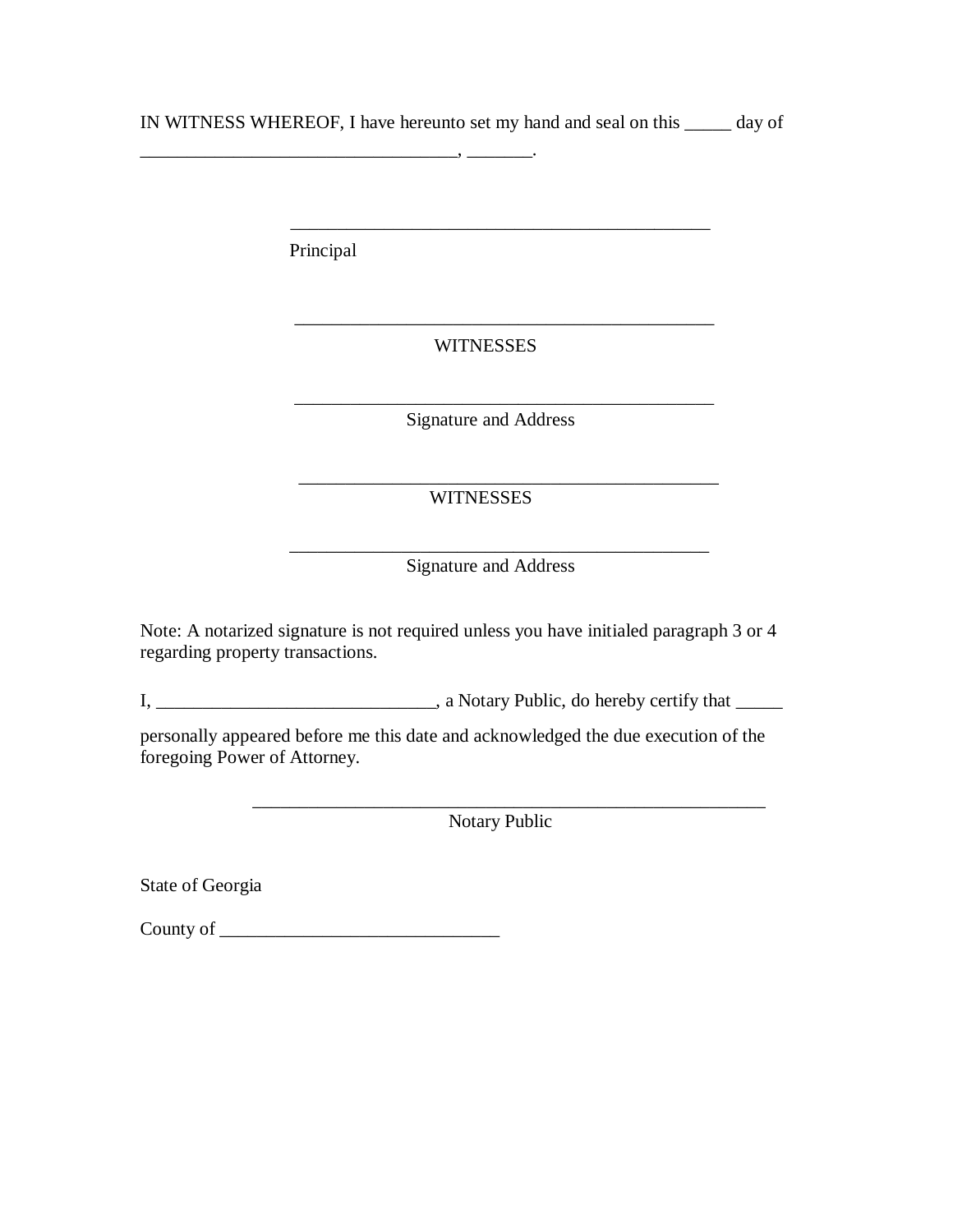IN WITNESS WHEREOF, I have hereunto set my hand and seal on this _____ day of ___________________________________, _______.

_______________________________________________
Principal

_______________________________________________
WITNESSES

_______________________________________________
Signature and Address

_______________________________________________
WITNESSES

_______________________________________________
Signature and Address

Note: A notarized signature is not required unless you have initialed paragraph 3 or 4 regarding property transactions.

I, ______________________________, a Notary Public, do hereby certify that _____

personally appeared before me this date and acknowledged the due execution of the foregoing Power of Attorney.

_________________________________________________________
Notary Public

State of Georgia

County of ______________________________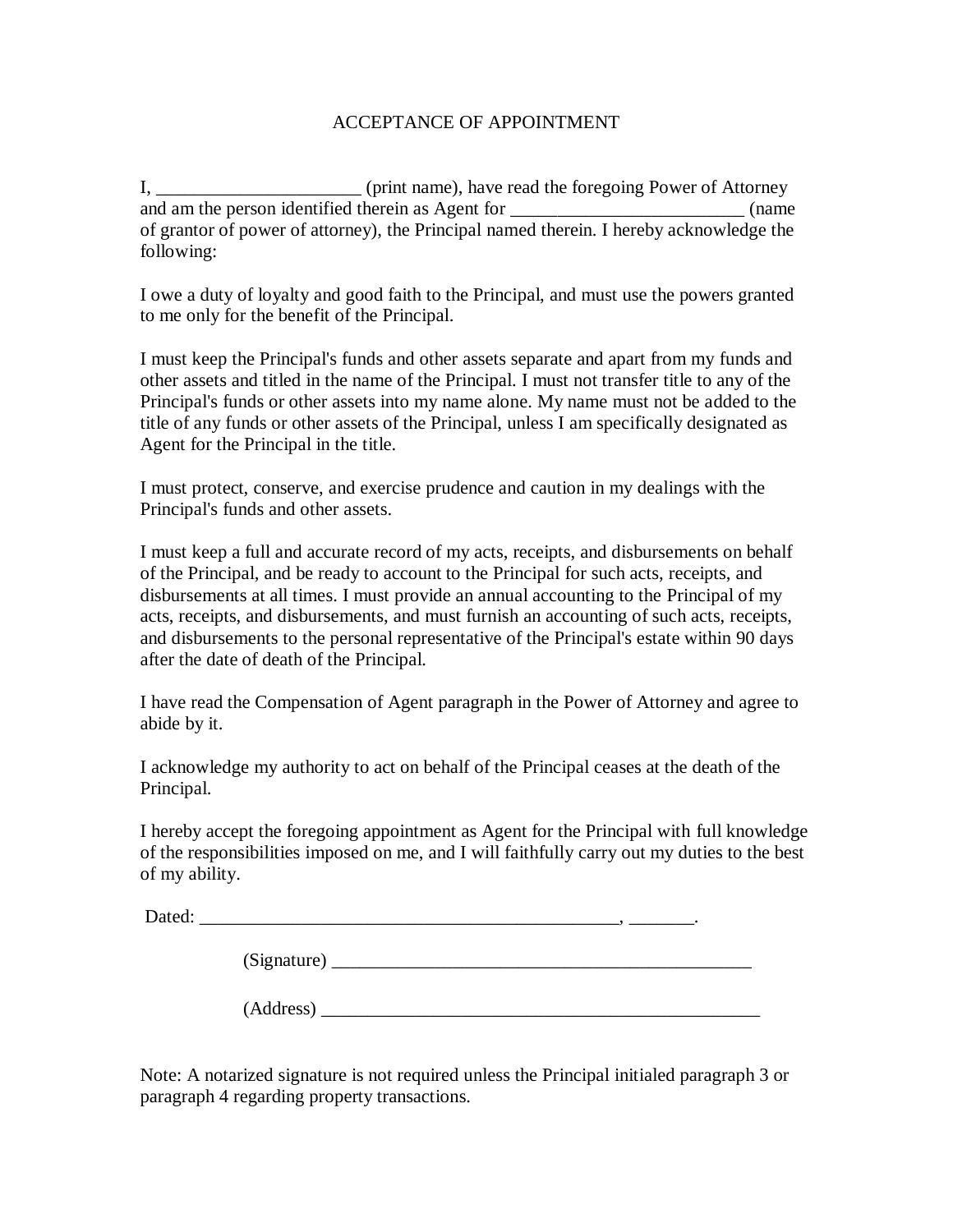# ACCEPTANCE OF APPOINTMENT

I, ______________________ (print name), have read the foregoing Power of Attorney and am the person identified therein as Agent for _________________________ (name of grantor of power of attorney), the Principal named therein. I hereby acknowledge the following:

I owe a duty of loyalty and good faith to the Principal, and must use the powers granted to me only for the benefit of the Principal.

I must keep the Principal's funds and other assets separate and apart from my funds and other assets and titled in the name of the Principal. I must not transfer title to any of the Principal's funds or other assets into my name alone. My name must not be added to the title of any funds or other assets of the Principal, unless I am specifically designated as Agent for the Principal in the title.

I must protect, conserve, and exercise prudence and caution in my dealings with the Principal's funds and other assets.

I must keep a full and accurate record of my acts, receipts, and disbursements on behalf of the Principal, and be ready to account to the Principal for such acts, receipts, and disbursements at all times. I must provide an annual accounting to the Principal of my acts, receipts, and disbursements, and must furnish an accounting of such acts, receipts, and disbursements to the personal representative of the Principal's estate within 90 days after the date of death of the Principal.

I have read the Compensation of Agent paragraph in the Power of Attorney and agree to abide by it.

I acknowledge my authority to act on behalf of the Principal ceases at the death of the Principal.

I hereby accept the foregoing appointment as Agent for the Principal with full knowledge of the responsibilities imposed on me, and I will faithfully carry out my duties to the best of my ability.

Dated: _______________________________________________, _______.

(Signature) _______________________________________________

(Address) _________________________________________________

Note: A notarized signature is not required unless the Principal initialed paragraph 3 or paragraph 4 regarding property transactions.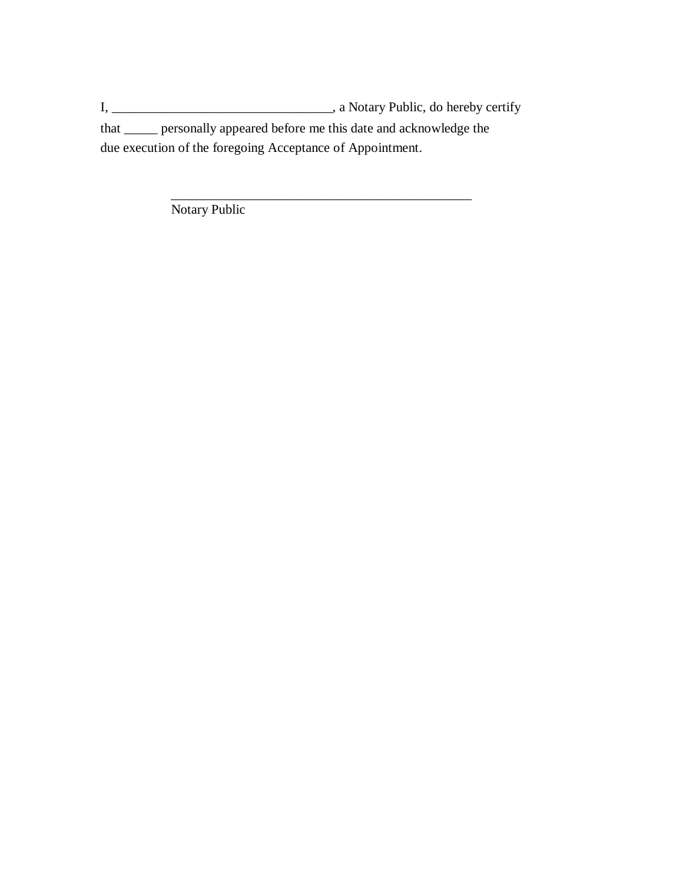I, _________________________________, a Notary Public, do hereby certify that _____ personally appeared before me this date and acknowledge the due execution of the foregoing Acceptance of Appointment.

_______________________________________________
Notary Public